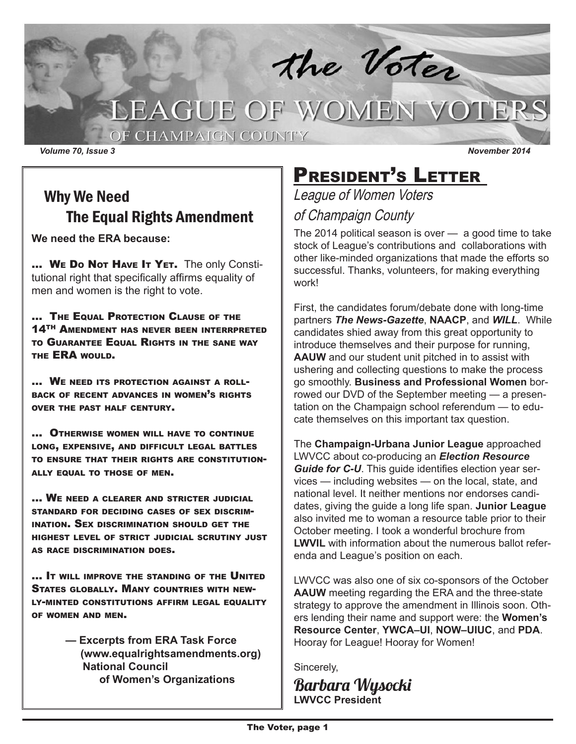# the Voter

## LEAGUE OF WOMEN VOTERS OF CHAMPAIGN COUNTY

*Volume 70, Issue 3* | *November 2014*

## Why We Need The Equal Rights Amendment

**We need the ERA because:**

**… WE DO NOT HAVE IT YET.** The only Constitutional right that specifically affirms equality of men and women is the right to vote.

**… THE EQUAL PROTECTION CLAUSE OF THE 14TH AMENDMENT HAS NEVER BEEN INTERRPRETED TO GUARANTEE EQUAL RIGHTS IN THE SANE WAY THE ERA WOULD.**

**… WE NEED ITS PROTECTION AGAINST A ROLL-BACK OF RECENT ADVANCES IN WOMEN'S RIGHTS OVER THE PAST HALF CENTURY.**

**… OTHERWISE WOMEN WILL HAVE TO CONTINUE LONG, EXPENSIVE, AND DIFFICULT LEGAL BATTLES TO ENSURE THAT THEIR RIGHTS ARE CONSTITUTIONALLY EQUAL TO THOSE OF MEN.**

**… WE NEED A CLEARER AND STRICTER JUDICIAL STANDARD FOR DECIDING CASES OF SEX DISCRIMINATION. SEX DISCRIMINATION SHOULD GET THE HIGHEST LEVEL OF STRICT JUDICIAL SCRUTINY JUST AS RACE DISCRIMINATION DOES.**

**… IT WILL IMPROVE THE STANDING OF THE UNITED STATES GLOBALLY. MANY COUNTRIES WITH NEWLY-MINTED CONSTITUTIONS AFFIRM LEGAL EQUALITY OF WOMEN AND MEN.**

**— Excerpts from ERA Task Force (www.equalrightsamendments.org) National Council of Women's Organizations**

# PRESIDENT'S LETTER

*League of Women Voters of Champaign County*

The 2014 political season is over — a good time to take stock of League's contributions and collaborations with other like-minded organizations that made the efforts so successful. Thanks, volunteers, for making everything work!

First, the candidates forum/debate done with long-time partners ***The News-Gazette***, **NAACP**, and ***WILL***. While candidates shied away from this great opportunity to introduce themselves and their purpose for running, **AAUW** and our student unit pitched in to assist with ushering and collecting questions to make the process go smoothly. **Business and Professional Women** borrowed our DVD of the September meeting — a presentation on the Champaign school referendum — to educate themselves on this important tax question.

The **Champaign-Urbana Junior League** approached LWVCC about co-producing an ***Election Resource Guide for C-U***. This guide identifies election year services — including websites — on the local, state, and national level. It neither mentions nor endorses candidates, giving the guide a long life span. **Junior League** also invited me to woman a resource table prior to their October meeting. I took a wonderful brochure from **LWVIL** with information about the numerous ballot referenda and League's position on each.

LWVCC was also one of six co-sponsors of the October **AAUW** meeting regarding the ERA and the three-state strategy to approve the amendment in Illinois soon. Others lending their name and support were: the **Women's Resource Center**, **YWCA–UI**, **NOW–UIUC**, and **PDA**. Hooray for League! Hooray for Women!

Sincerely,

*Barbara Wysocki*
**LWVCC President**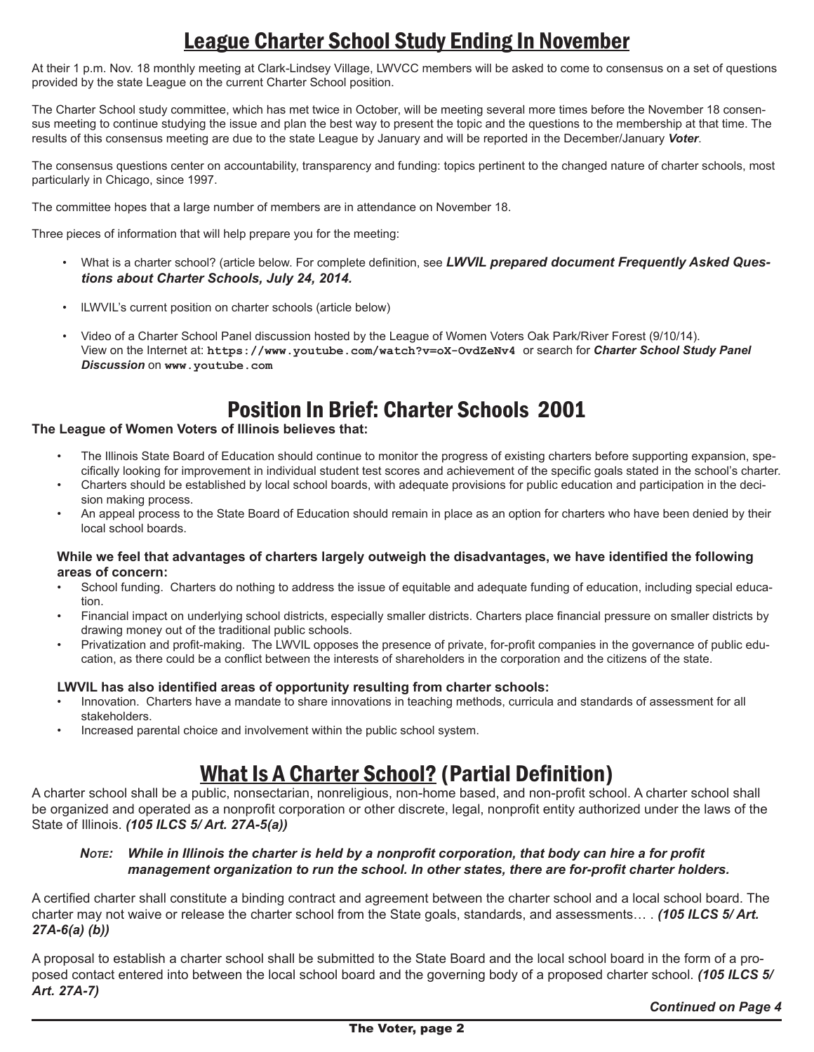# League Charter School Study Ending In November

At their 1 p.m. Nov. 18 monthly meeting at Clark-Lindsey Village, LWVCC members will be asked to come to consensus on a set of questions provided by the state League on the current Charter School position.

The Charter School study committee, which has met twice in October, will be meeting several more times before the November 18 consensus meeting to continue studying the issue and plan the best way to present the topic and the questions to the membership at that time. The results of this consensus meeting are due to the state League by January and will be reported in the December/January ***Voter***.

The consensus questions center on accountability, transparency and funding: topics pertinent to the changed nature of charter schools, most particularly in Chicago, since 1997.

The committee hopes that a large number of members are in attendance on November 18.

Three pieces of information that will help prepare you for the meeting:

- What is a charter school? (article below. For complete definition, see ***LWVIL prepared document Frequently Asked Questions about Charter Schools, July 24, 2014.***
- lLWVIL's current position on charter schools (article below)
- Video of a Charter School Panel discussion hosted by the League of Women Voters Oak Park/River Forest (9/10/14). View on the Internet at: **`https://www.youtube.com/watch?v=oX-OvdZeNv4`** or search for ***Charter School Study Panel Discussion*** on **`www.youtube.com`**

# Position In Brief: Charter Schools 2001

**The League of Women Voters of Illinois believes that:**

- The Illinois State Board of Education should continue to monitor the progress of existing charters before supporting expansion, specifically looking for improvement in individual student test scores and achievement of the specific goals stated in the school's charter.
- Charters should be established by local school boards, with adequate provisions for public education and participation in the decision making process.
- An appeal process to the State Board of Education should remain in place as an option for charters who have been denied by their local school boards.

**While we feel that advantages of charters largely outweigh the disadvantages, we have identified the following areas of concern:**

- School funding. Charters do nothing to address the issue of equitable and adequate funding of education, including special education.
- Financial impact on underlying school districts, especially smaller districts. Charters place financial pressure on smaller districts by drawing money out of the traditional public schools.
- Privatization and profit-making. The LWVIL opposes the presence of private, for-profit companies in the governance of public education, as there could be a conflict between the interests of shareholders in the corporation and the citizens of the state.

**LWVIL has also identified areas of opportunity resulting from charter schools:**

- Innovation. Charters have a mandate to share innovations in teaching methods, curricula and standards of assessment for all stakeholders.
- Increased parental choice and involvement within the public school system.

# What Is A Charter School? (Partial Definition)

A charter school shall be a public, nonsectarian, nonreligious, non-home based, and non-profit school. A charter school shall be organized and operated as a nonprofit corporation or other discrete, legal, nonprofit entity authorized under the laws of the State of Illinois. ***(105 ILCS 5/ Art. 27A-5(a))***

> ***Note: While in Illinois the charter is held by a nonprofit corporation, that body can hire a for profit management organization to run the school. In other states, there are for-profit charter holders.***

A certified charter shall constitute a binding contract and agreement between the charter school and a local school board. The charter may not waive or release the charter school from the State goals, standards, and assessments… . ***(105 ILCS 5/ Art. 27A-6(a) (b))***

A proposal to establish a charter school shall be submitted to the State Board and the local school board in the form of a proposed contact entered into between the local school board and the governing body of a proposed charter school. ***(105 ILCS 5/ Art. 27A-7)***

***Continued on Page 4***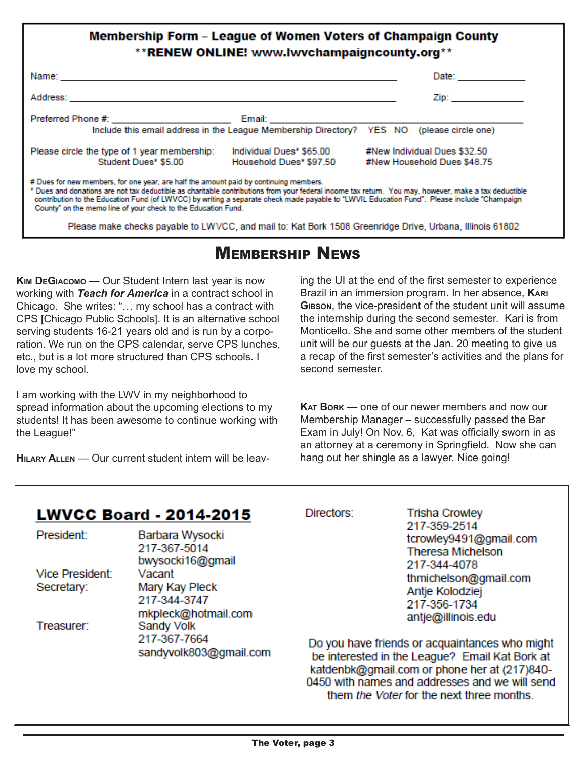## Membership Form – League of Women Voters of Champaign County

**\*\*RENEW ONLINE! www.lwvchampaigncounty.org\*\***

Name: \_\_\_\_\_\_\_\_\_\_\_\_\_\_\_\_\_\_\_\_\_\_\_\_\_\_\_\_\_\_\_\_\_\_\_\_\_\_\_\_ Date: \_\_\_\_\_\_\_\_\_\_\_\_

Address: \_\_\_\_\_\_\_\_\_\_\_\_\_\_\_\_\_\_\_\_\_\_\_\_\_\_\_\_\_\_\_\_\_\_\_\_\_\_\_\_ Zip: \_\_\_\_\_\_\_\_\_\_\_\_

Preferred Phone #: \_\_\_\_\_\_\_\_\_\_\_\_\_\_\_\_\_\_ Email: \_\_\_\_\_\_\_\_\_\_\_\_\_\_\_\_\_\_\_\_\_\_\_\_

Include this email address in the League Membership Directory? YES NO (please circle one)

Please circle the type of 1 year membership:

- Student Dues* $5.00
- Individual Dues* $65.00
- Household Dues* $97.50
- #New Individual Dues $32.50
- #New Household Dues $48.75

\# Dues for new members, for one year, are half the amount paid by continuing members.

\* Dues and donations are not tax deductible as charitable contributions from your federal income tax return. You may, however, make a tax deductible contribution to the Education Fund (of LWVCC) by writing a separate check made payable to "LWVIL Education Fund". Please include "Champaign County" on the memo line of your check to the Education Fund.

Please make checks payable to LWVCC, and mail to: Kat Bork 1508 Greenridge Drive, Urbana, Illinois 61802

# Membership News

**Kim DeGiacomo** — Our Student Intern last year is now working with ***Teach for America*** in a contract school in Chicago. She writes: "… my school has a contract with CPS [Chicago Public Schools]. It is an alternative school serving students 16-21 years old and is run by a corporation. We run on the CPS calendar, serve CPS lunches, etc., but is a lot more structured than CPS schools. I love my school.

I am working with the LWV in my neighborhood to spread information about the upcoming elections to my students! It has been awesome to continue working with the League!"

**Hilary Allen** — Our current student intern will be leaving the UI at the end of the first semester to experience Brazil in an immersion program. In her absence, **Kari Gibson**, the vice-president of the student unit will assume the internship during the second semester. Kari is from Monticello. She and some other members of the student unit will be our guests at the Jan. 20 meeting to give us a recap of the first semester's activities and the plans for second semester.

**Kat Bork** — one of our newer members and now our Membership Manager – successfully passed the Bar Exam in July! On Nov. 6, Kat was officially sworn in as an attorney at a ceremony in Springfield. Now she can hang out her shingle as a lawyer. Nice going!

## LWVCC Board - 2014-2015

President: Barbara Wysocki, 217-367-5014, bwysocki16@gmail

Vice President: Vacant

Secretary: Mary Kay Pleck, 217-344-3747, mkpleck@hotmail.com

Treasurer: Sandy Volk, 217-367-7664, sandyvolk803@gmail.com

Directors:

- Trisha Crowley, 217-359-2514, tcrowley9491@gmail.com
- Theresa Michelson, 217-344-4078, thmichelson@gmail.com
- Antje Kolodziej, 217-356-1734, antje@illinois.edu

Do you have friends or acquaintances who might be interested in the League? Email Kat Bork at katdenbk@gmail.com or phone her at (217)840-0450 with names and addresses and we will send them *the Voter* for the next three months.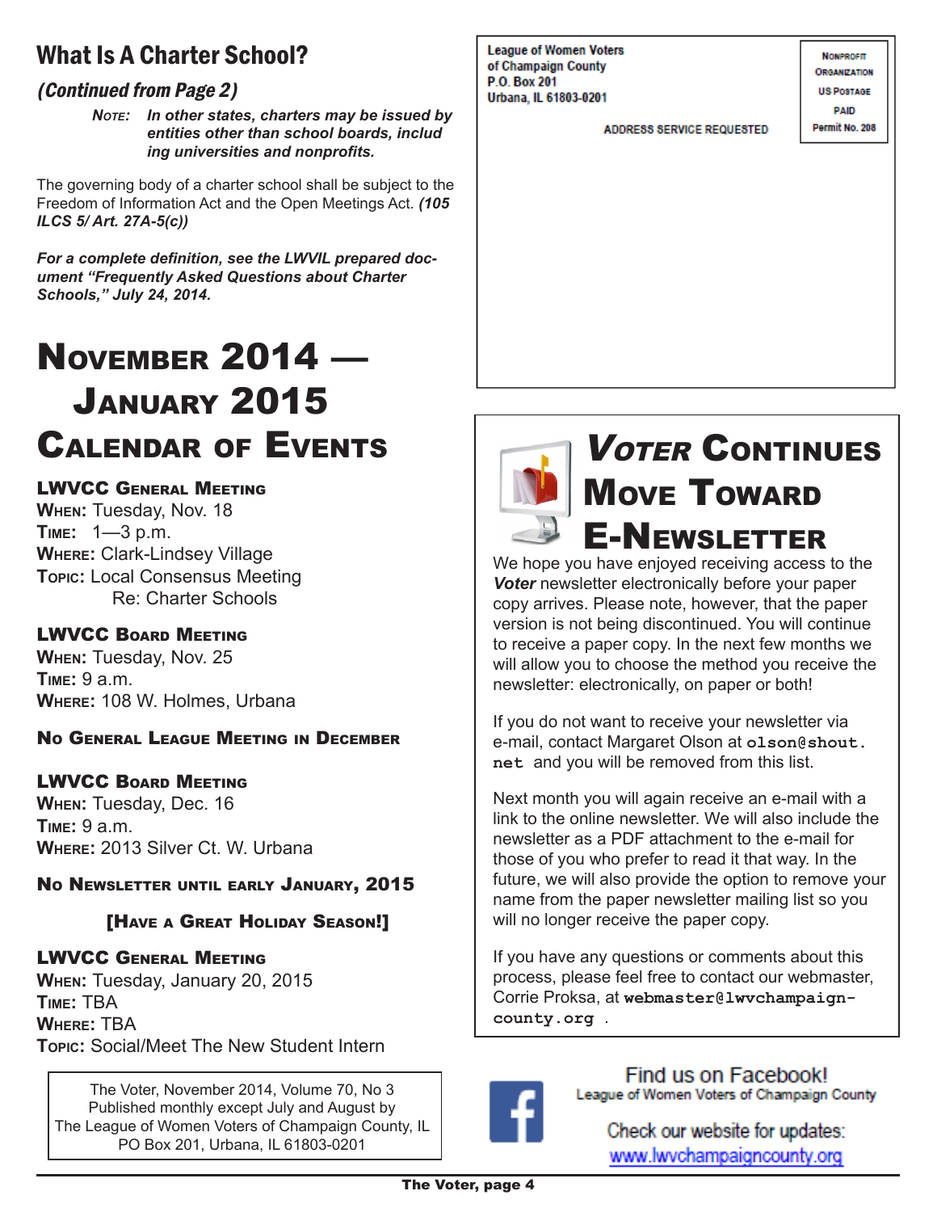## What Is A Charter School?

### *(Continued from Page 2)*

> **NOTE:** ***In other states, charters may be issued by entities other than school boards, including universities and nonprofits.***

The governing body of a charter school shall be subject to the Freedom of Information Act and the Open Meetings Act. ***(105 ILCS 5/ Art. 27A-5(c))***

***For a complete definition, see the LWVIL prepared document "Frequently Asked Questions about Charter Schools," July 24, 2014.***

# November 2014 — January 2015 Calendar of Events

### LWVCC General Meeting

**When:** Tuesday, Nov. 18
**Time:** 1—3 p.m.
**Where:** Clark-Lindsey Village
**Topic:** Local Consensus Meeting
Re: Charter Schools

### LWVCC Board Meeting

**When:** Tuesday, Nov. 25
**Time:** 9 a.m.
**Where:** 108 W. Holmes, Urbana

### No General League Meeting in December

### LWVCC Board Meeting

**When:** Tuesday, Dec. 16
**Time:** 9 a.m.
**Where:** 2013 Silver Ct. W. Urbana

### No Newsletter until early January, 2015

**[Have a Great Holiday Season!]**

### LWVCC General Meeting

**When:** Tuesday, January 20, 2015
**Time:** TBA
**Where:** TBA
**Topic:** Social/Meet The New Student Intern

The Voter, November 2014, Volume 70, No 3
Published monthly except July and August by
The League of Women Voters of Champaign County, IL
PO Box 201, Urbana, IL 61803-0201

League of Women Voters
of Champaign County
P.O. Box 201
Urbana, IL 61803-0201

ADDRESS SERVICE REQUESTED

NONPROFIT ORGANIZATION
US POSTAGE
PAID
Permit No. 208

## *Voter* Continues Move Toward E-Newsletter

We hope you have enjoyed receiving access to the ***Voter*** newsletter electronically before your paper copy arrives. Please note, however, that the paper version is not being discontinued. You will continue to receive a paper copy. In the next few months we will allow you to choose the method you receive the newsletter: electronically, on paper or both!

If you do not want to receive your newsletter via e-mail, contact Margaret Olson at **olson@shout.net** and you will be removed from this list.

Next month you will again receive an e-mail with a link to the online newsletter. We will also include the newsletter as a PDF attachment to the e-mail for those of you who prefer to read it that way. In the future, we will also provide the option to remove your name from the paper newsletter mailing list so you will no longer receive the paper copy.

If you have any questions or comments about this process, please feel free to contact our webmaster, Corrie Proksa, at **webmaster@lwvchampaign-county.org** .

Find us on Facebook!
League of Women Voters of Champaign County

Check our website for updates:
www.lwvchampaigncounty.org